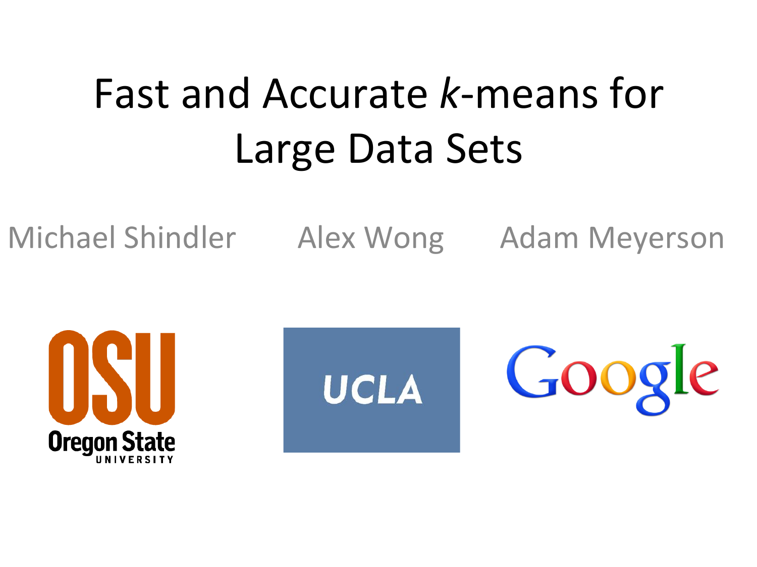# Fast and Accurate *k*-means for Large Data Sets

Michael Shindler — Alex Wong — Adam Meyerson

Oregon State University — UCLA — Google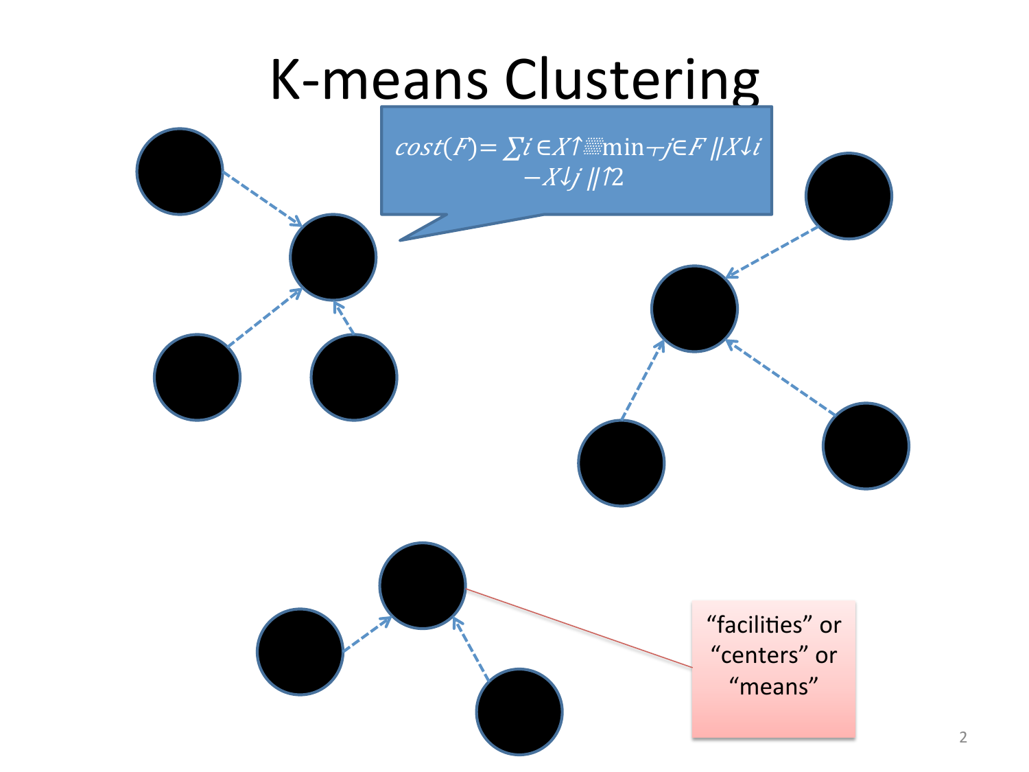# K-means Clustering

$cost(F) = \sum_{i \in X} \min_{j \in F} \|X_i - X_j\|^2$

"facilities" or "centers" or "means"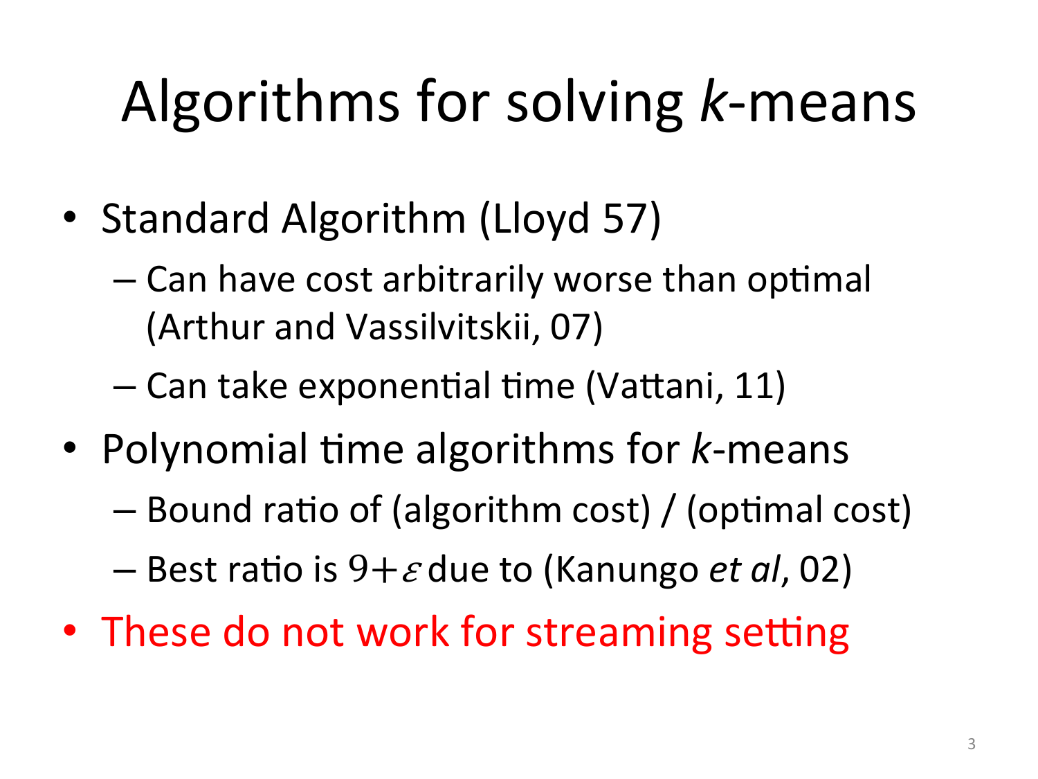# Algorithms for solving *k*-means

- Standard Algorithm (Lloyd 57)
  - Can have cost arbitrarily worse than optimal (Arthur and Vassilvitskii, 07)
  - Can take exponential time (Vattani, 11)
- Polynomial time algorithms for *k*-means
  - Bound ratio of (algorithm cost) / (optimal cost)
  - Best ratio is $9+\varepsilon$ due to (Kanungo *et al*, 02)
- These do not work for streaming setting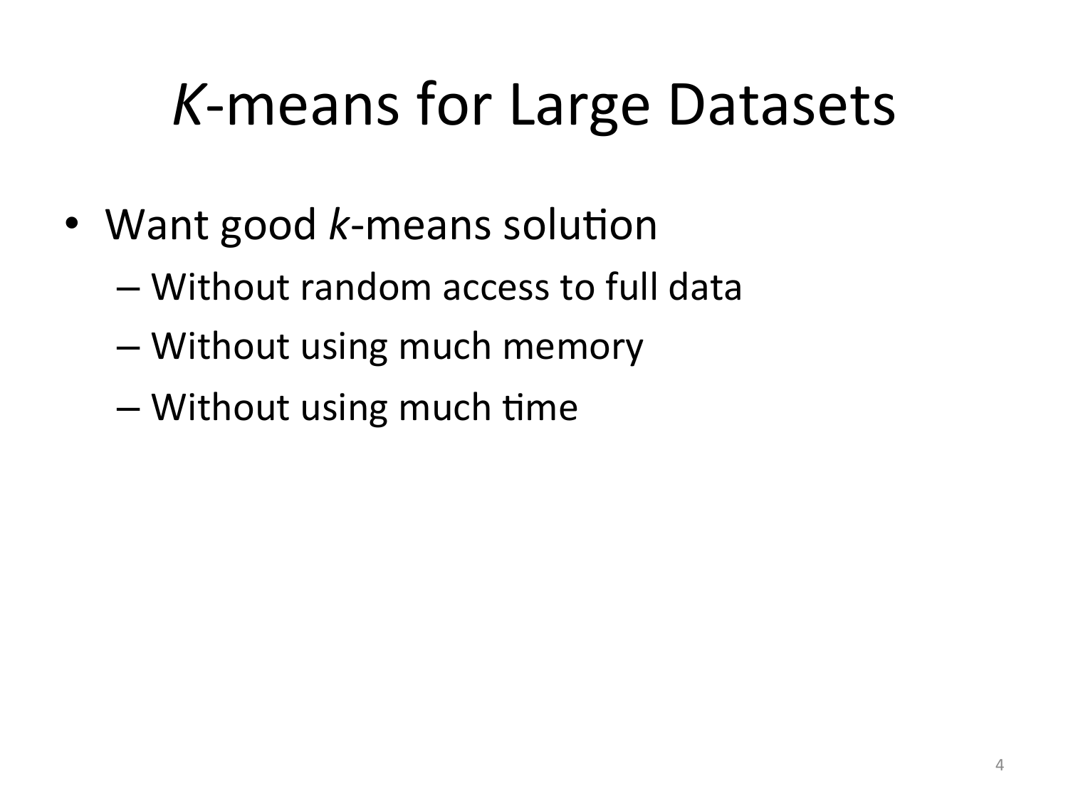# *K*-means for Large Datasets

- Want good *k*-means solution
  - Without random access to full data
  - Without using much memory
  - Without using much time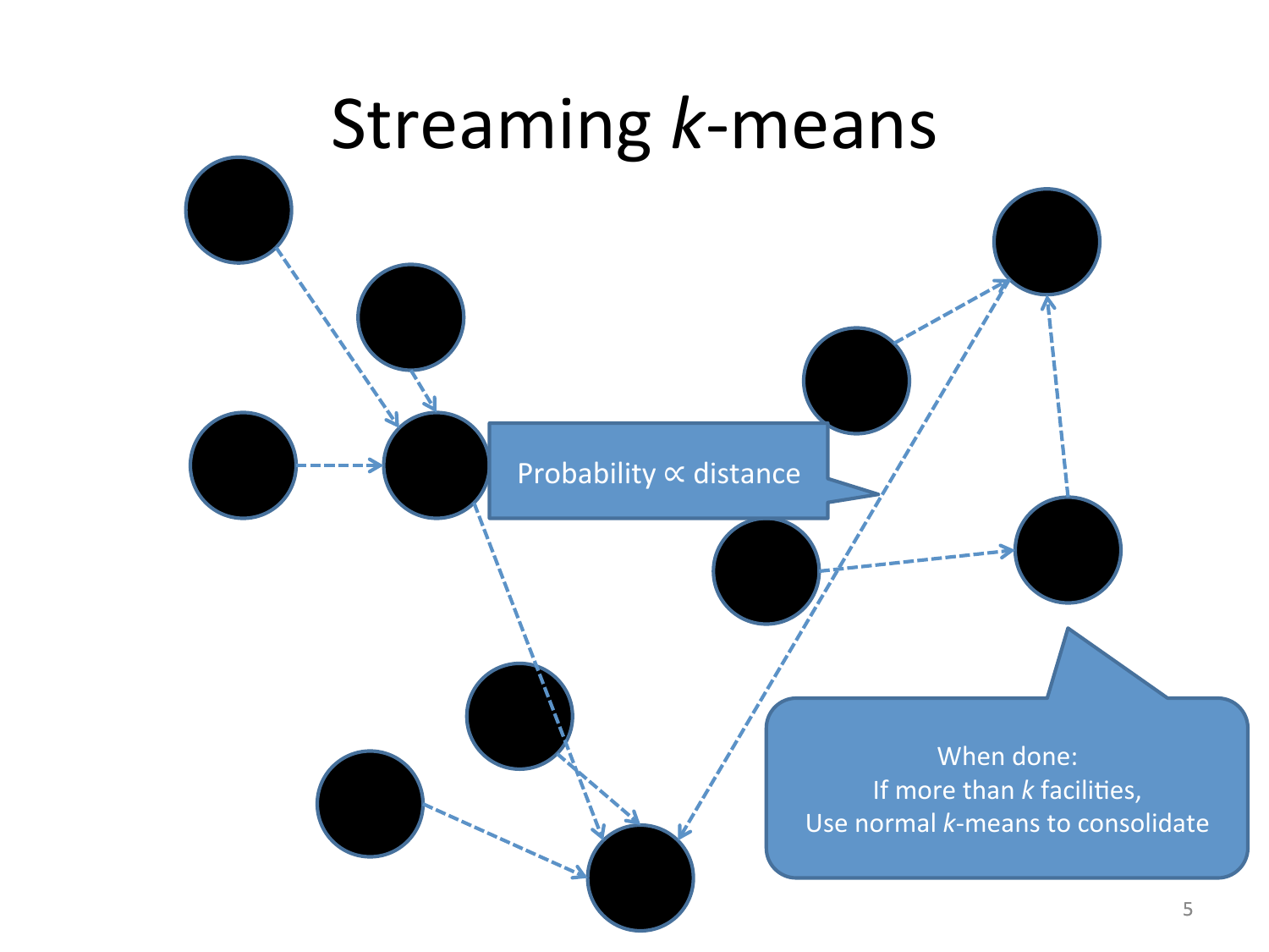# Streaming *k*-means

Probability ∝ distance

When done:
If more than *k* facilities,
Use normal *k*-means to consolidate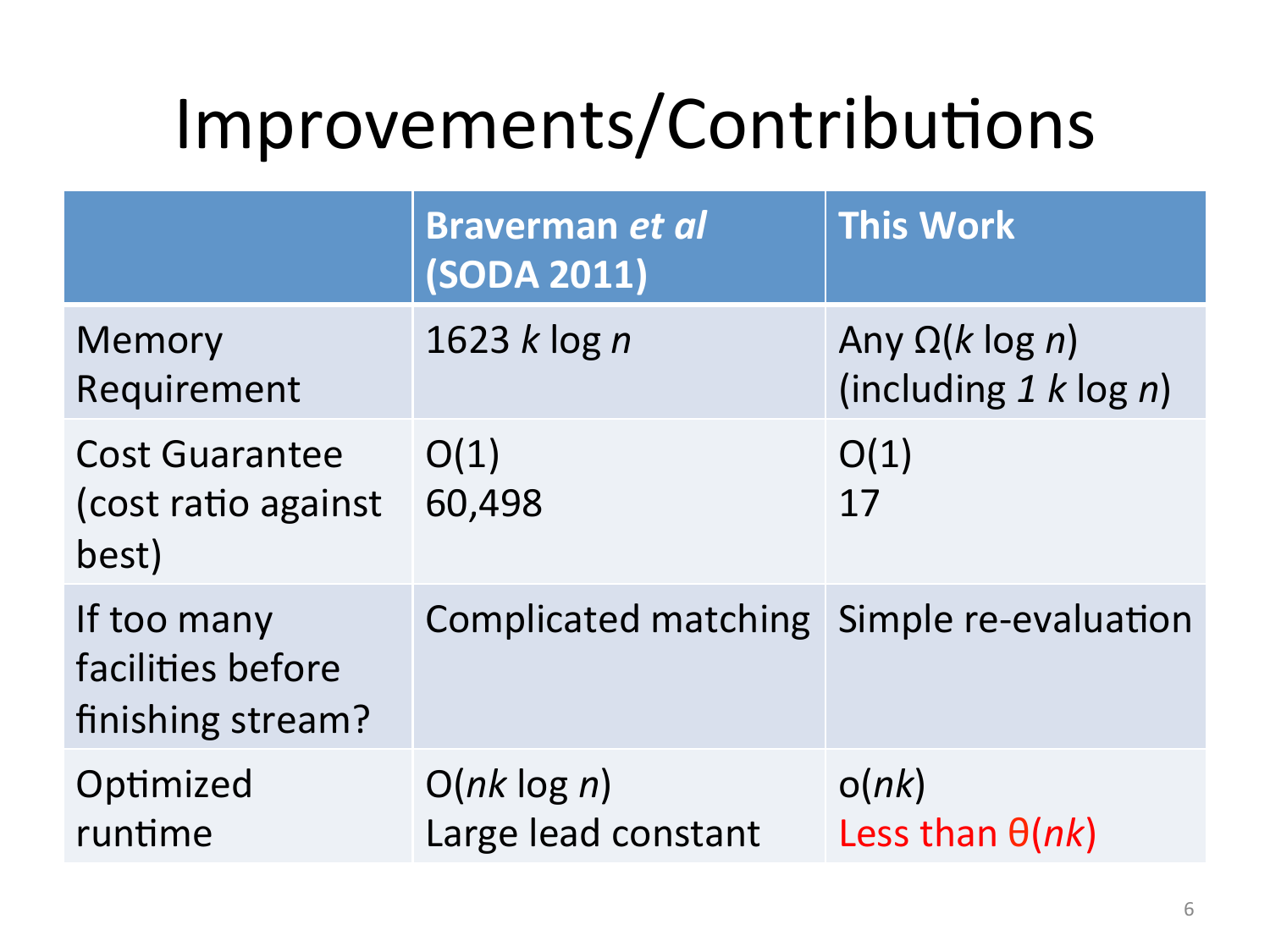# Improvements/Contributions

| | **Braverman *et al* (SODA 2011)** | **This Work** |
|---|---|---|
| Memory Requirement | $1623\, k \log n$ | Any $\Omega(k \log n)$ (including $1\, k \log n$) |
| Cost Guarantee (cost ratio against best) | O(1) 60,498 | O(1) 17 |
| If too many facilities before finishing stream? | Complicated matching | Simple re-evaluation |
| Optimized runtime | $O(nk \log n)$ Large lead constant | $o(nk)$ Less than $\theta(nk)$ |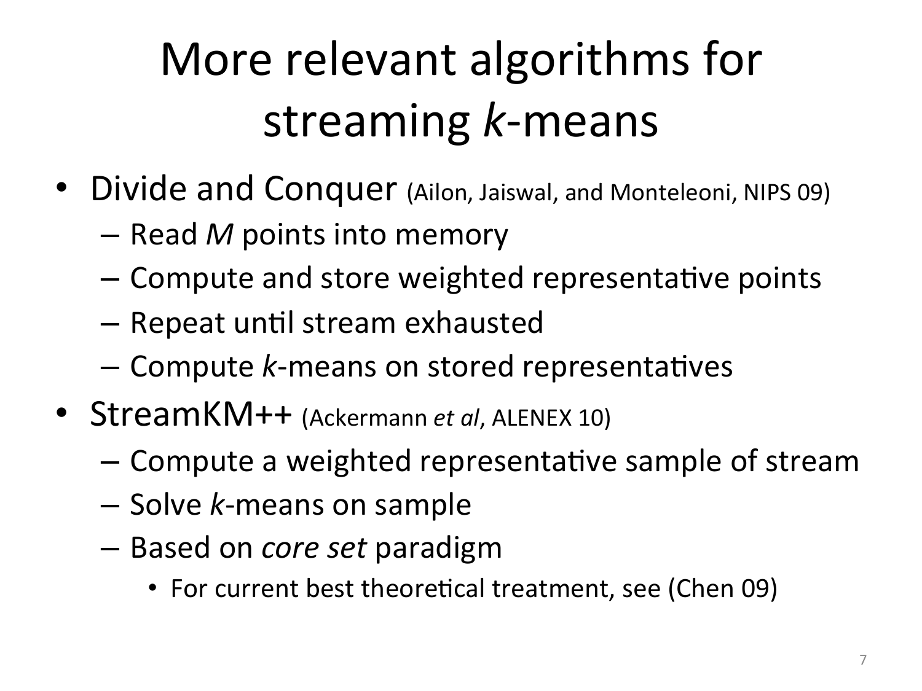# More relevant algorithms for streaming *k*-means

- Divide and Conquer (Ailon, Jaiswal, and Monteleoni, NIPS 09)
  - Read *M* points into memory
  - Compute and store weighted representative points
  - Repeat until stream exhausted
  - Compute *k*-means on stored representatives
- StreamKM++ (Ackermann *et al*, ALENEX 10)
  - Compute a weighted representative sample of stream
  - Solve *k*-means on sample
  - Based on *core set* paradigm
    - For current best theoretical treatment, see (Chen 09)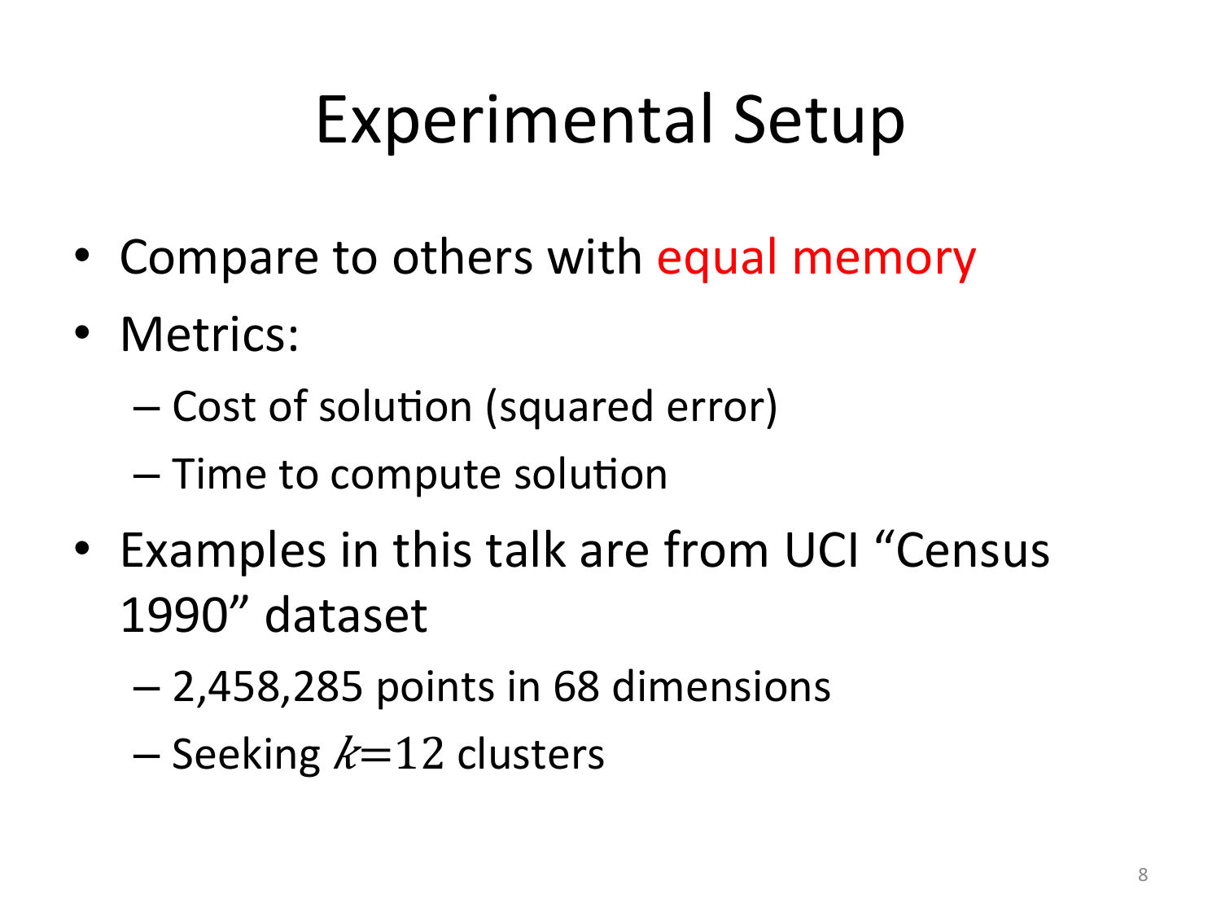# Experimental Setup

- Compare to others with equal memory
- Metrics:
  - Cost of solution (squared error)
  - Time to compute solution
- Examples in this talk are from UCI "Census 1990" dataset
  - 2,458,285 points in 68 dimensions
  - Seeking $k$=12 clusters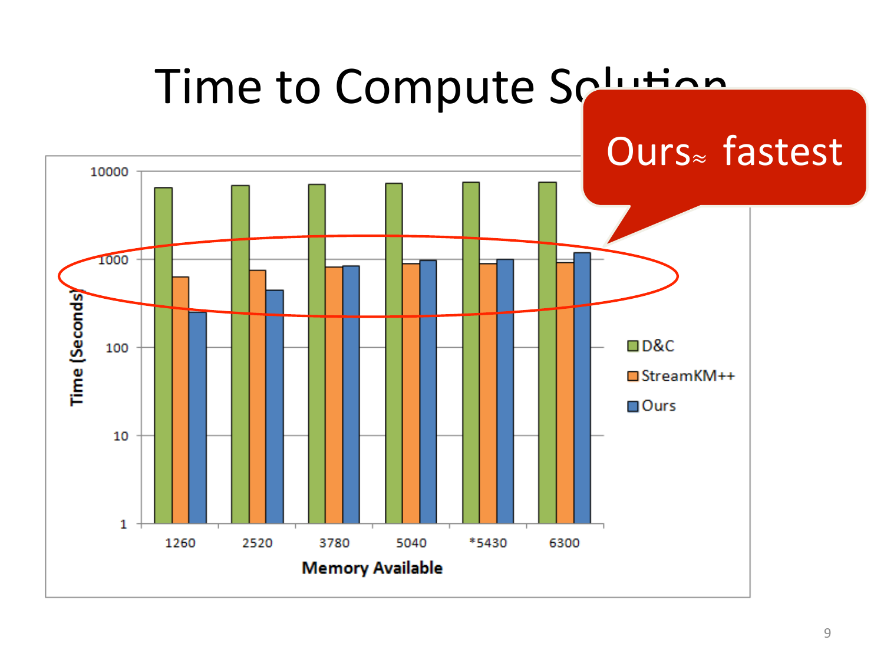# Time to Compute Solution

Ours$_{\approx}$ fastest

Time (Seconds)

10000

1000

100

10

1

1260 2520 3780 5040 *5430 6300

Memory Available

D&C

StreamKM++

Ours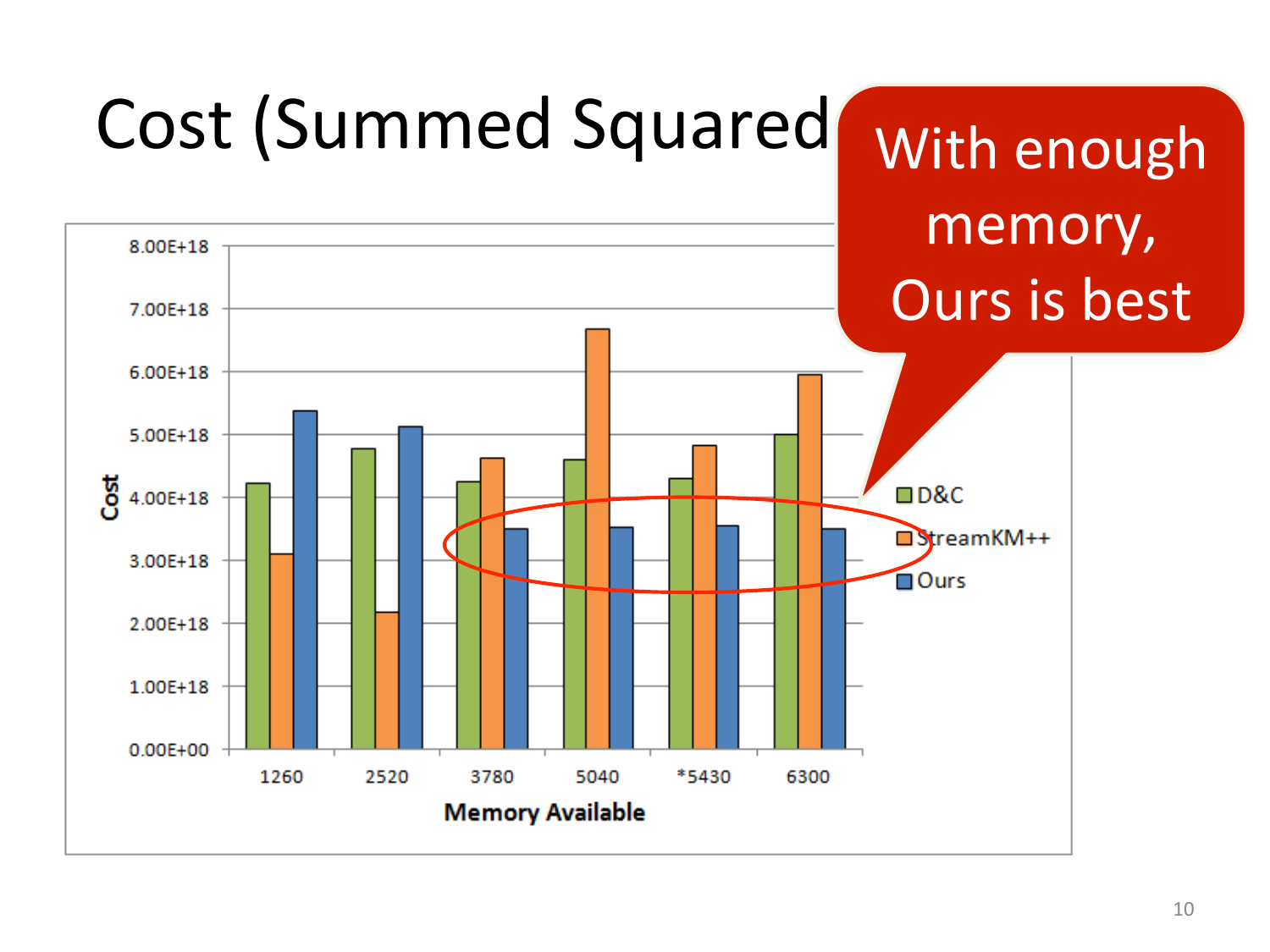# Cost (Summed Squared

With enough memory, Ours is best

| Memory Available | D&C | StreamKM++ | Ours |
|---|---|---|---|
| 1260 | 4.2E+18 | 3.1E+18 | 5.4E+18 |
| 2520 | 4.8E+18 | 2.2E+18 | 5.1E+18 |
| 3780 | 4.2E+18 | 4.6E+18 | 3.5E+18 |
| 5040 | 4.6E+18 | 6.7E+18 | 3.5E+18 |
| *5430 | 4.3E+18 | 4.8E+18 | 3.6E+18 |
| 6300 | 5.0E+18 | 5.9E+18 | 3.5E+18 |

Cost

Memory Available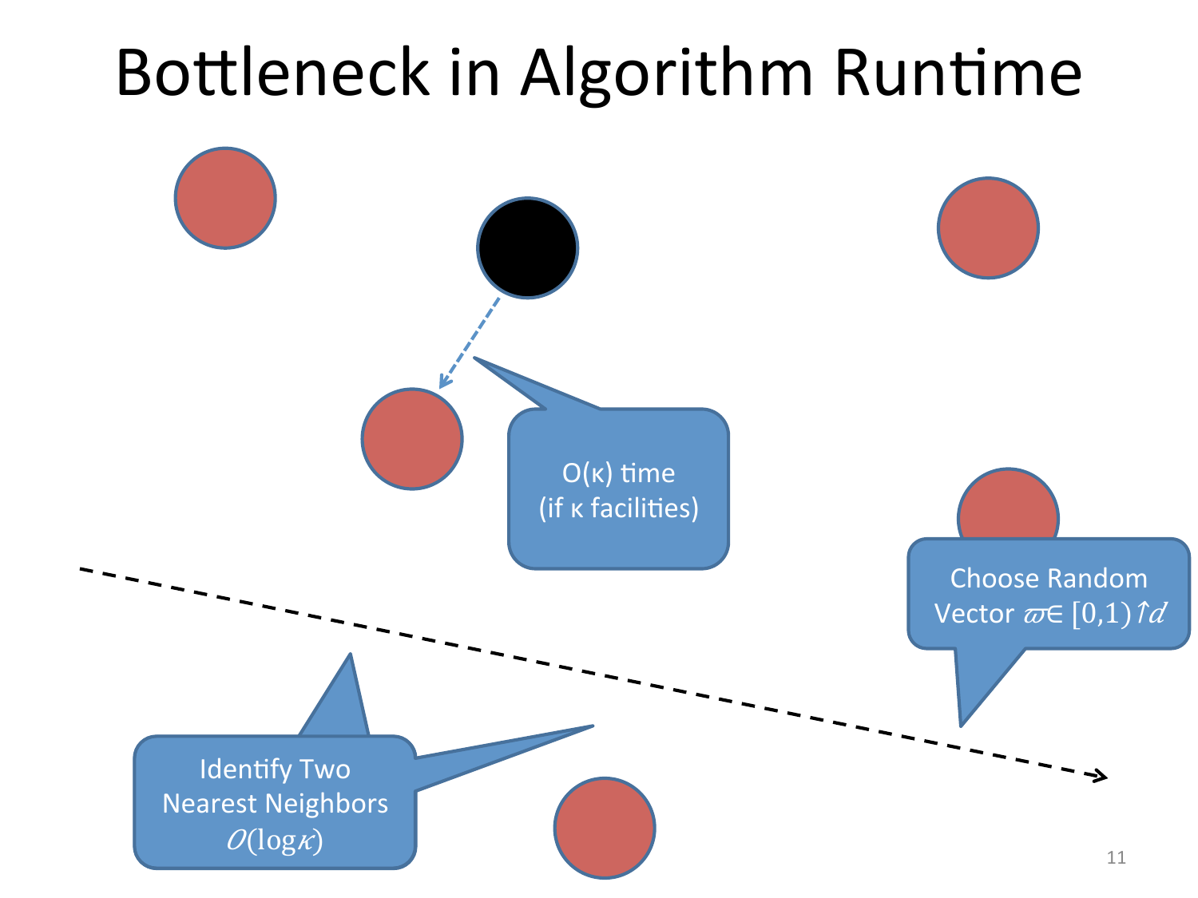# Bottleneck in Algorithm Runtime

O(κ) time
(if κ facilities)

Choose Random Vector $\varpi \in [0,1)^d$

Identify Two Nearest Neighbors
$\mathcal{O}(\log \kappa)$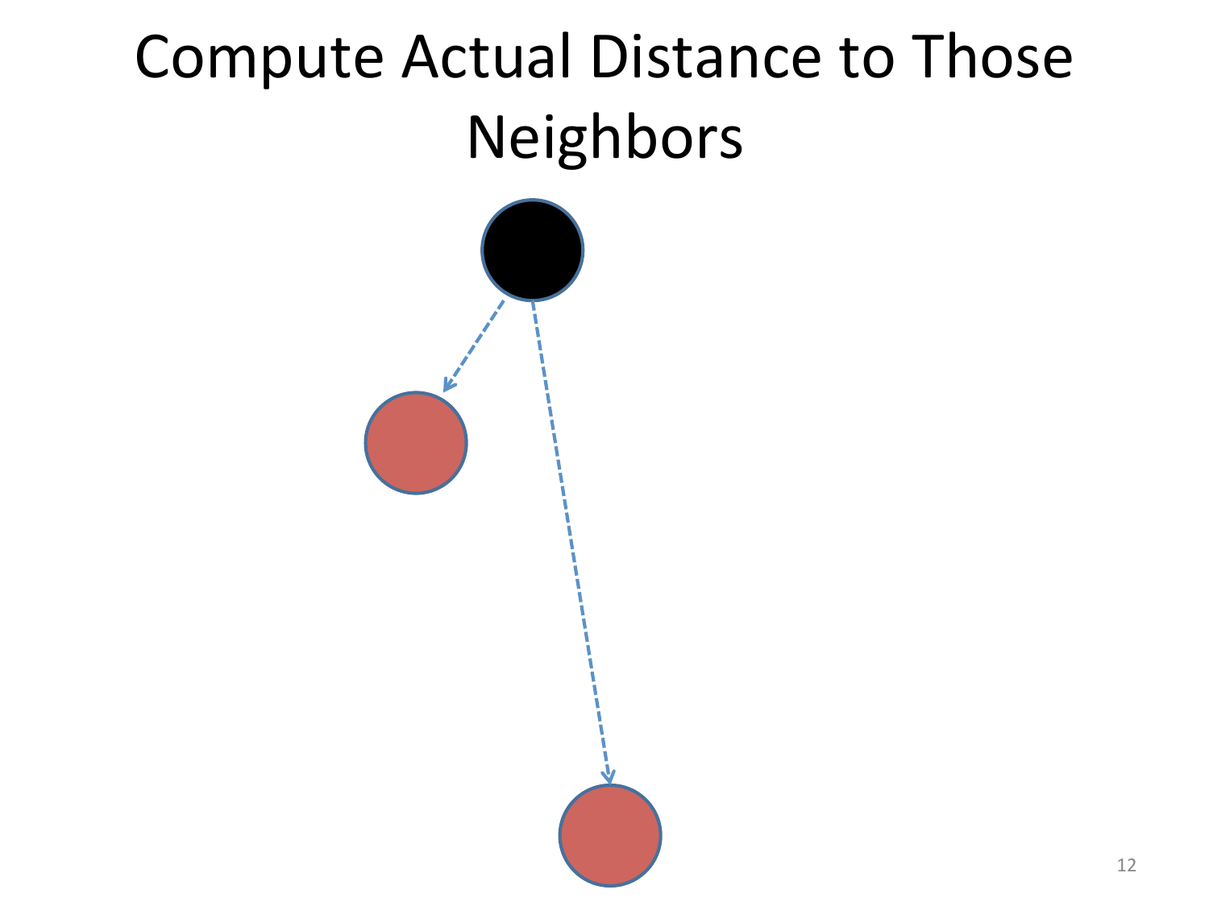# Compute Actual Distance to Those Neighbors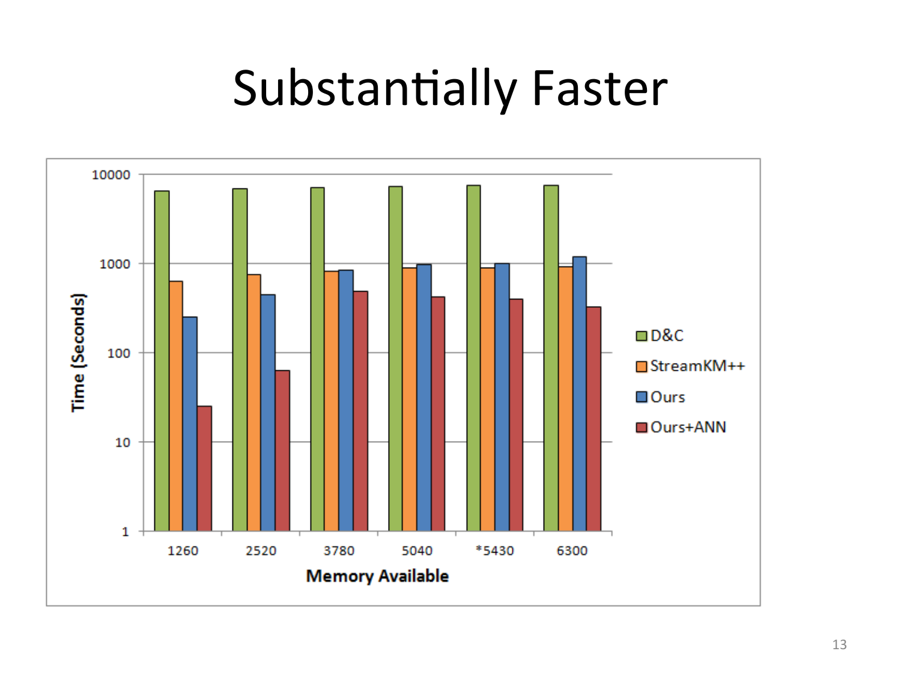# Substantially Faster

| Memory Available | D&C | StreamKM++ | Ours | Ours+ANN |
|---|---|---|---|---|
| 1260 | ~6500 | ~630 | ~250 | ~25 |
| 2520 | ~6900 | ~750 | ~450 | ~63 |
| 3780 | ~7100 | ~820 | ~840 | ~480 |
| 5040 | ~7300 | ~890 | ~980 | ~420 |
| *5430 | ~7500 | ~890 | ~1000 | ~400 |
| 6300 | ~7500 | ~920 | ~1180 | ~320 |

Time (Seconds), log scale (1 to 10000)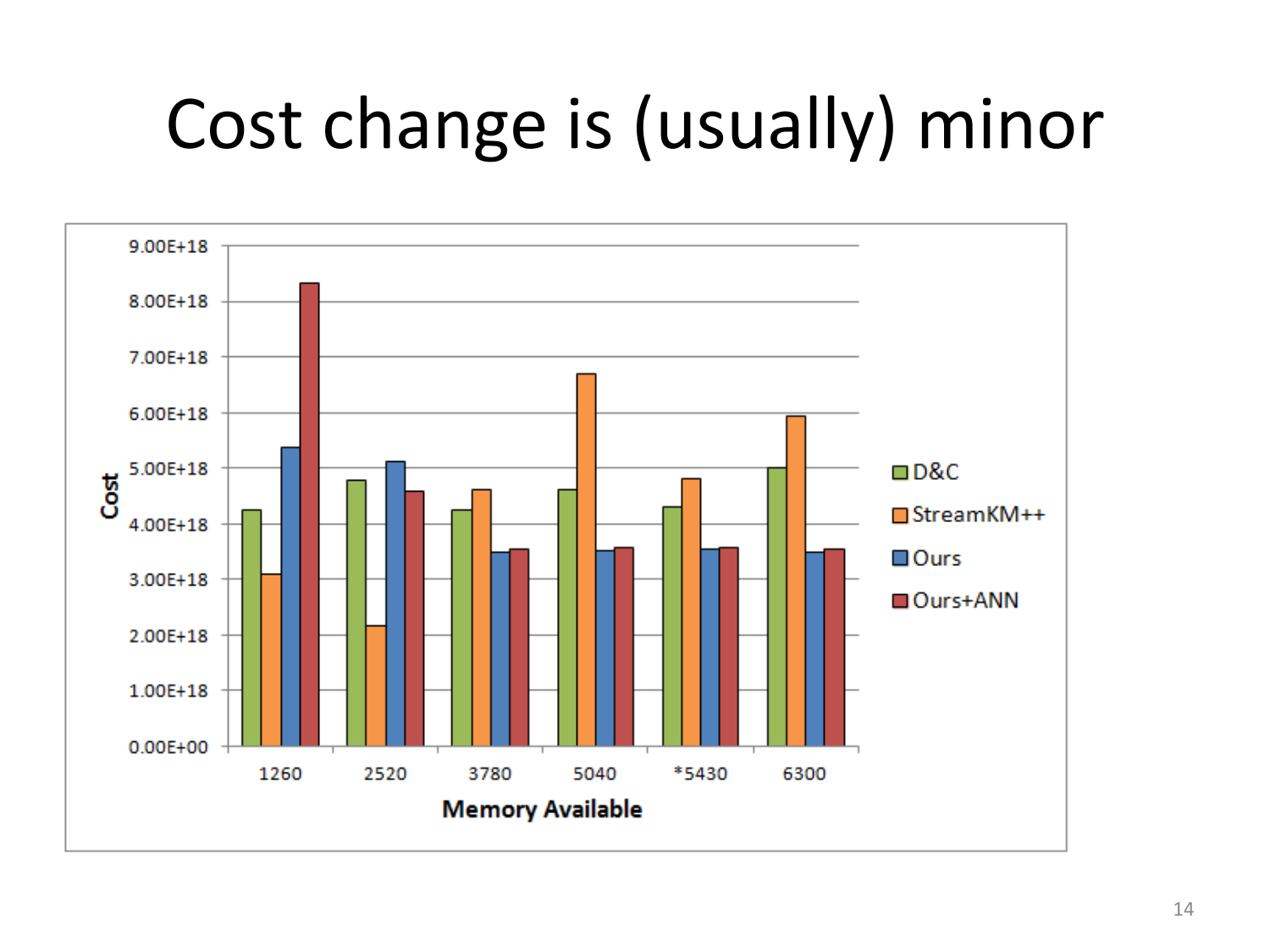# Cost change is (usually) minor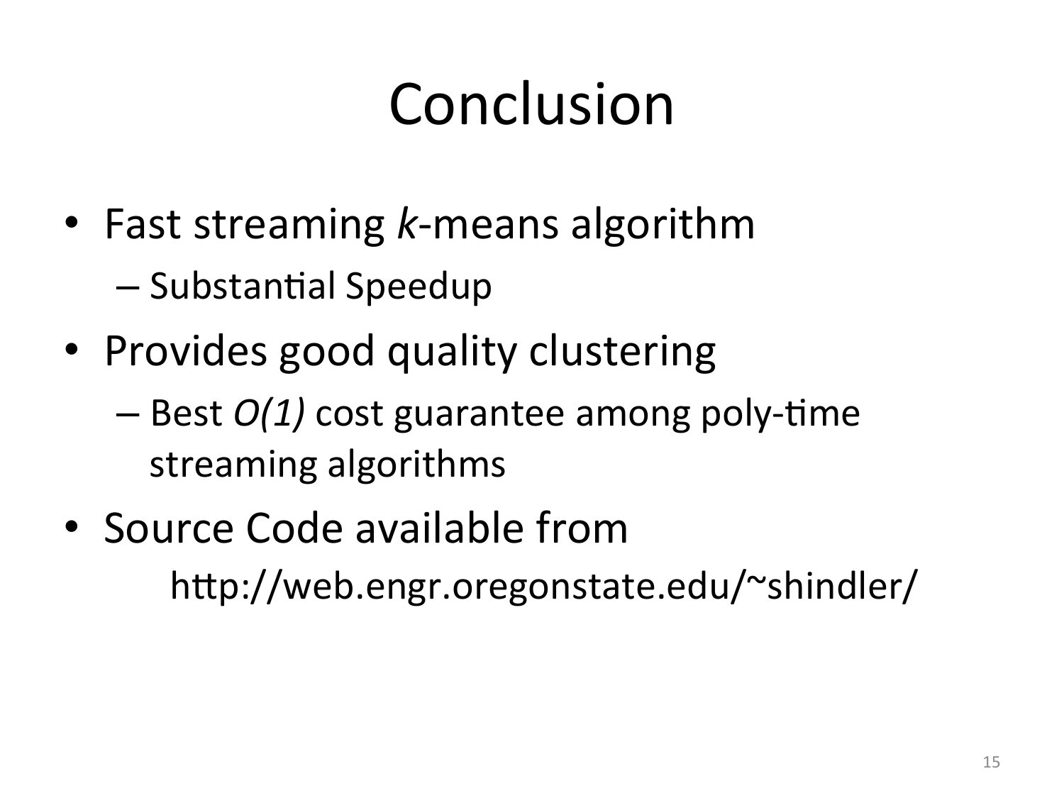# Conclusion

- Fast streaming *k*-means algorithm
  - Substantial Speedup
- Provides good quality clustering
  - Best *O(1)* cost guarantee among poly-time streaming algorithms
- Source Code available from

  http://web.engr.oregonstate.edu/~shindler/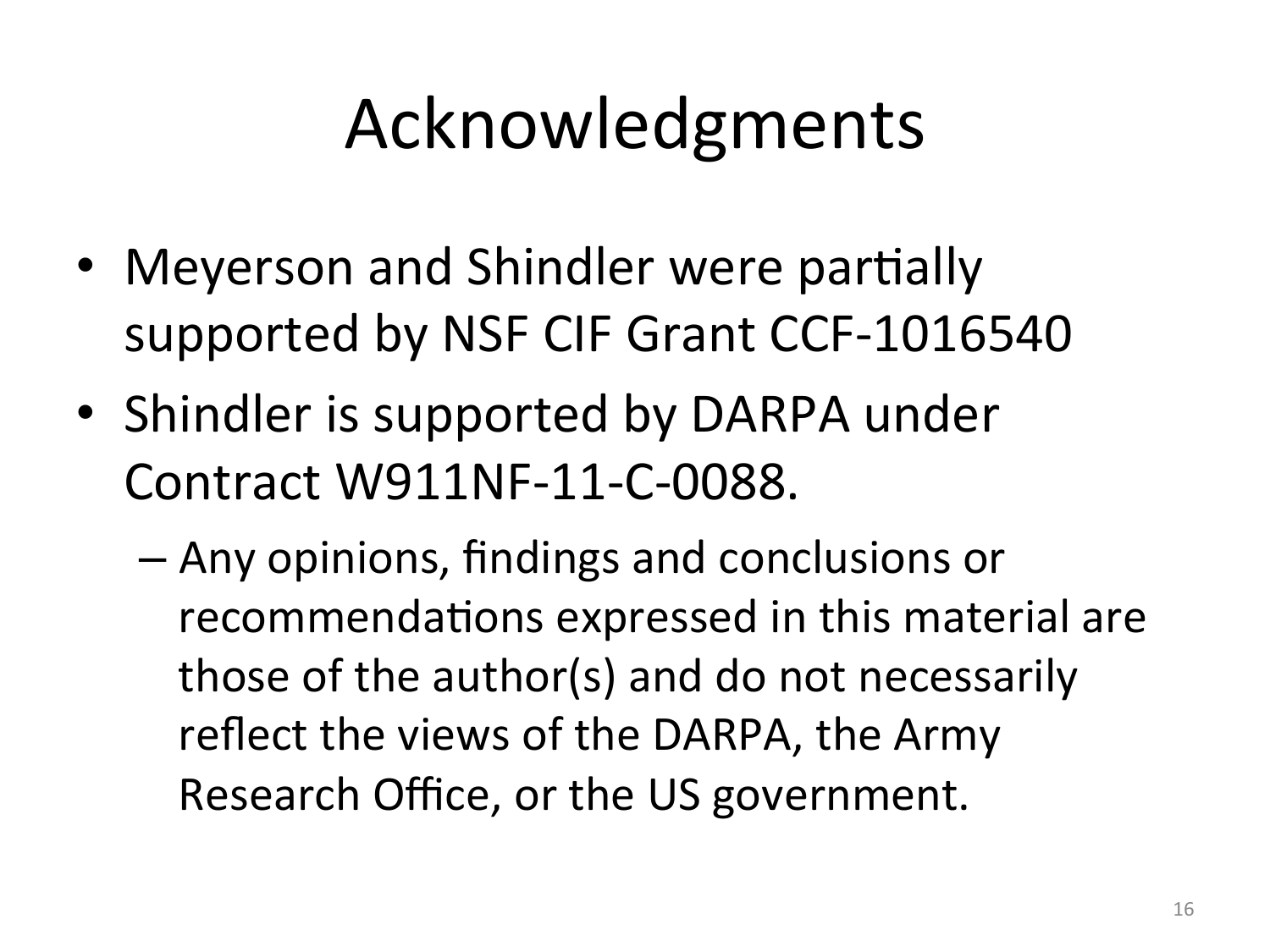# Acknowledgments

- Meyerson and Shindler were partially supported by NSF CIF Grant CCF-1016540
- Shindler is supported by DARPA under Contract W911NF-11-C-0088.
  - Any opinions, findings and conclusions or recommendations expressed in this material are those of the author(s) and do not necessarily reflect the views of the DARPA, the Army Research Office, or the US government.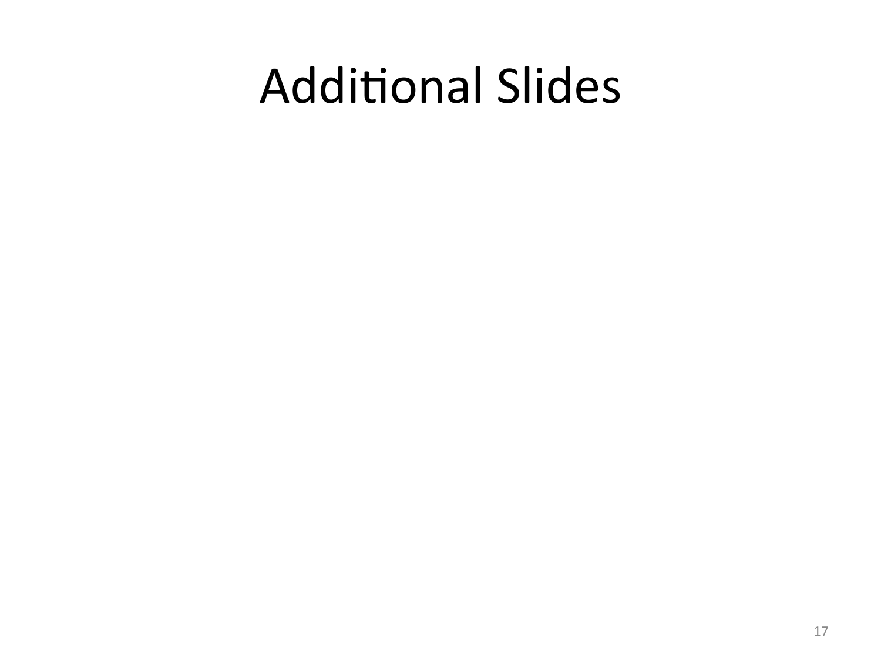# Additional Slides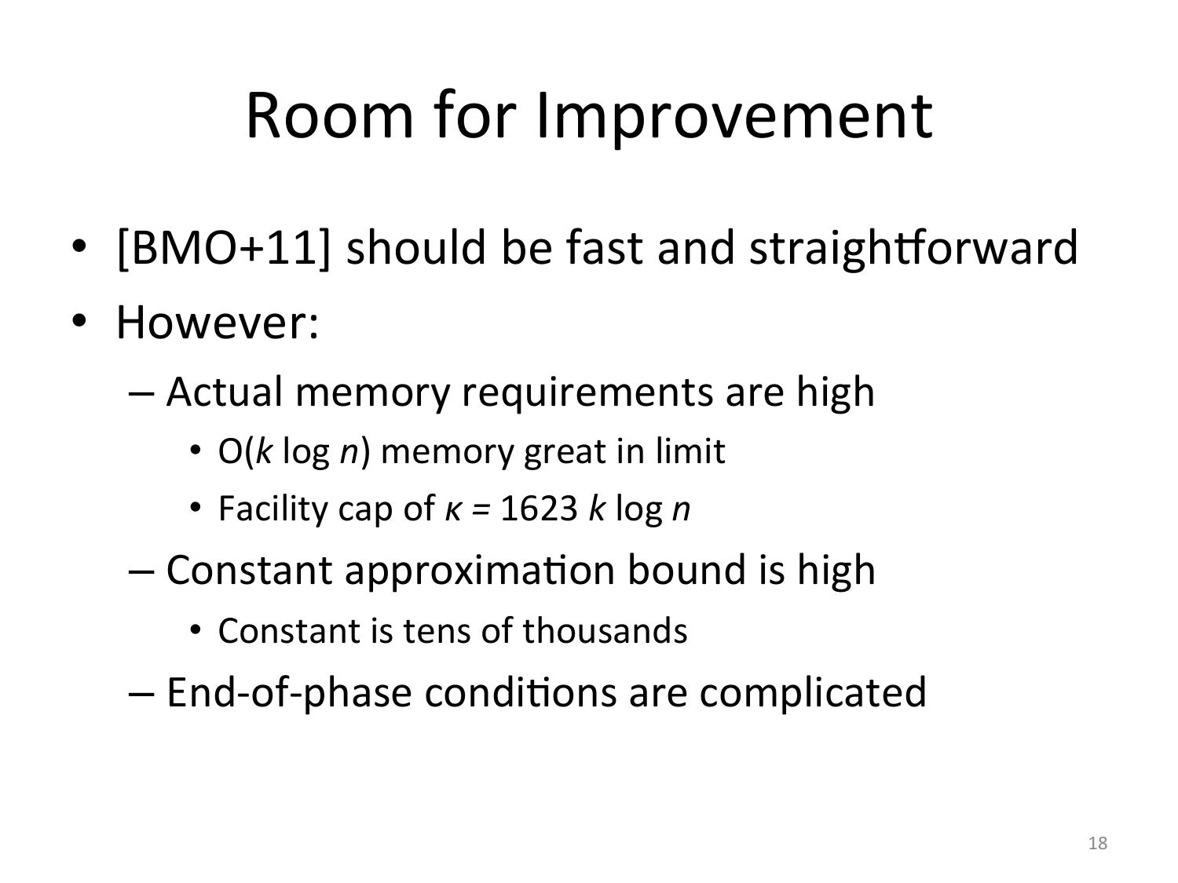# Room for Improvement

- [BMO+11] should be fast and straightforward
- However:
  - Actual memory requirements are high
    - $O(k \log n)$ memory great in limit
    - Facility cap of $\kappa = 1623\, k \log n$
  - Constant approximation bound is high
    - Constant is tens of thousands
  - End-of-phase conditions are complicated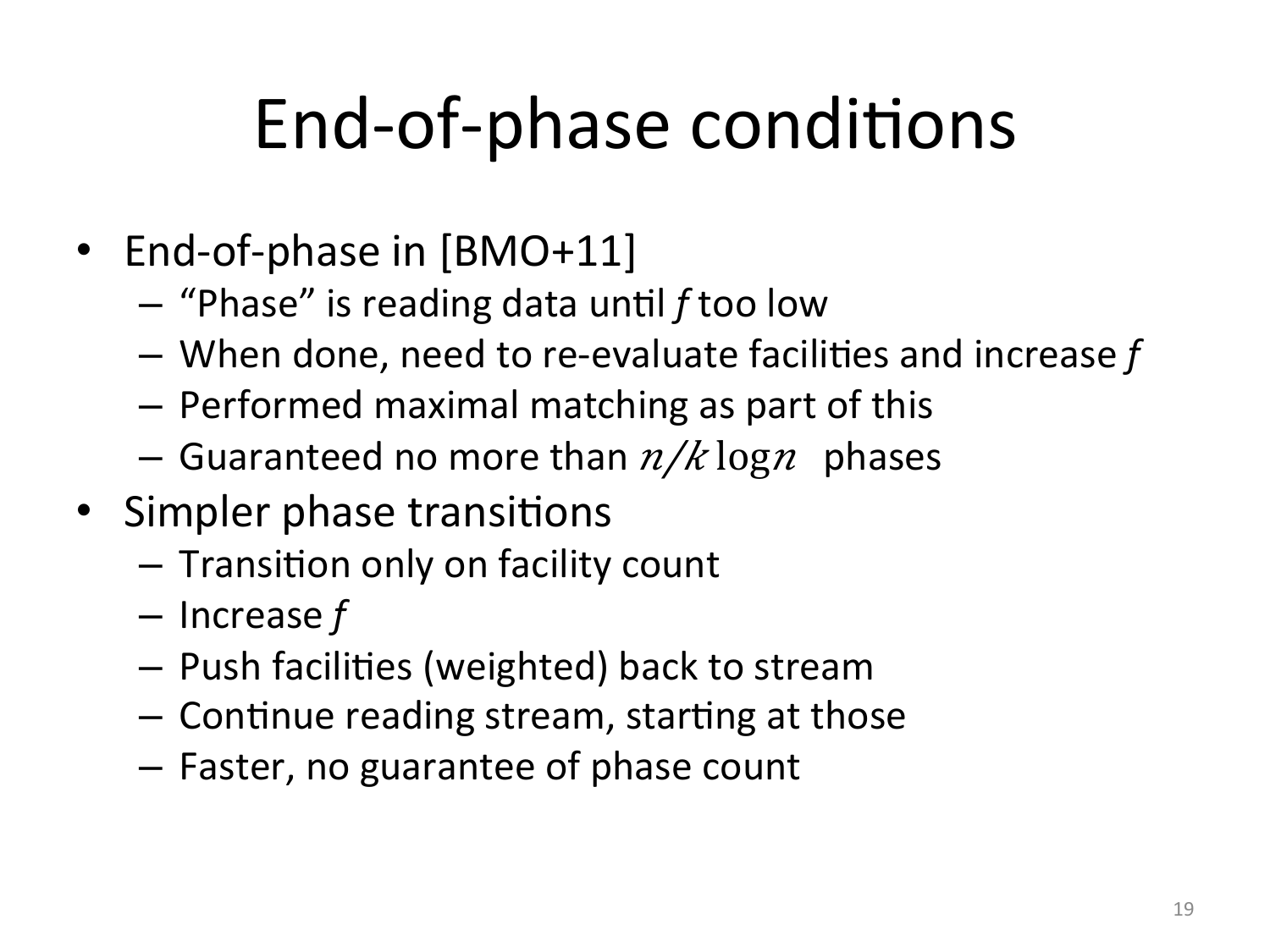# End-of-phase conditions

- End-of-phase in [BMO+11]
  - "Phase" is reading data until *f* too low
  - When done, need to re-evaluate facilities and increase *f*
  - Performed maximal matching as part of this
  - Guaranteed no more than $n/k \log n$ phases
- Simpler phase transitions
  - Transition only on facility count
  - Increase *f*
  - Push facilities (weighted) back to stream
  - Continue reading stream, starting at those
  - Faster, no guarantee of phase count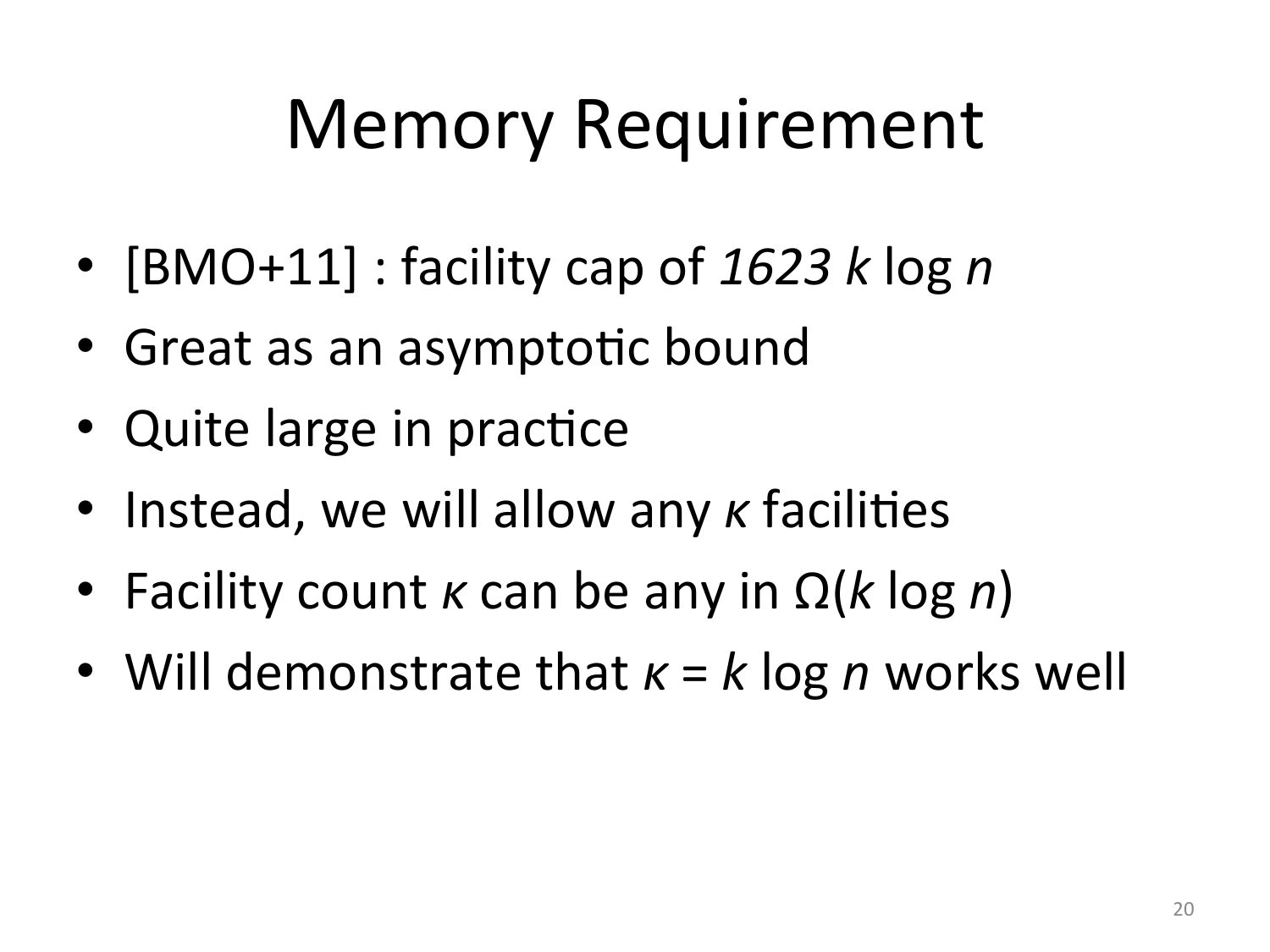# Memory Requirement

- [BMO+11] : facility cap of $1623\, k \log n$
- Great as an asymptotic bound
- Quite large in practice
- Instead, we will allow any $\kappa$ facilities
- Facility count $\kappa$ can be any in $\Omega(k \log n)$
- Will demonstrate that $\kappa = k \log n$ works well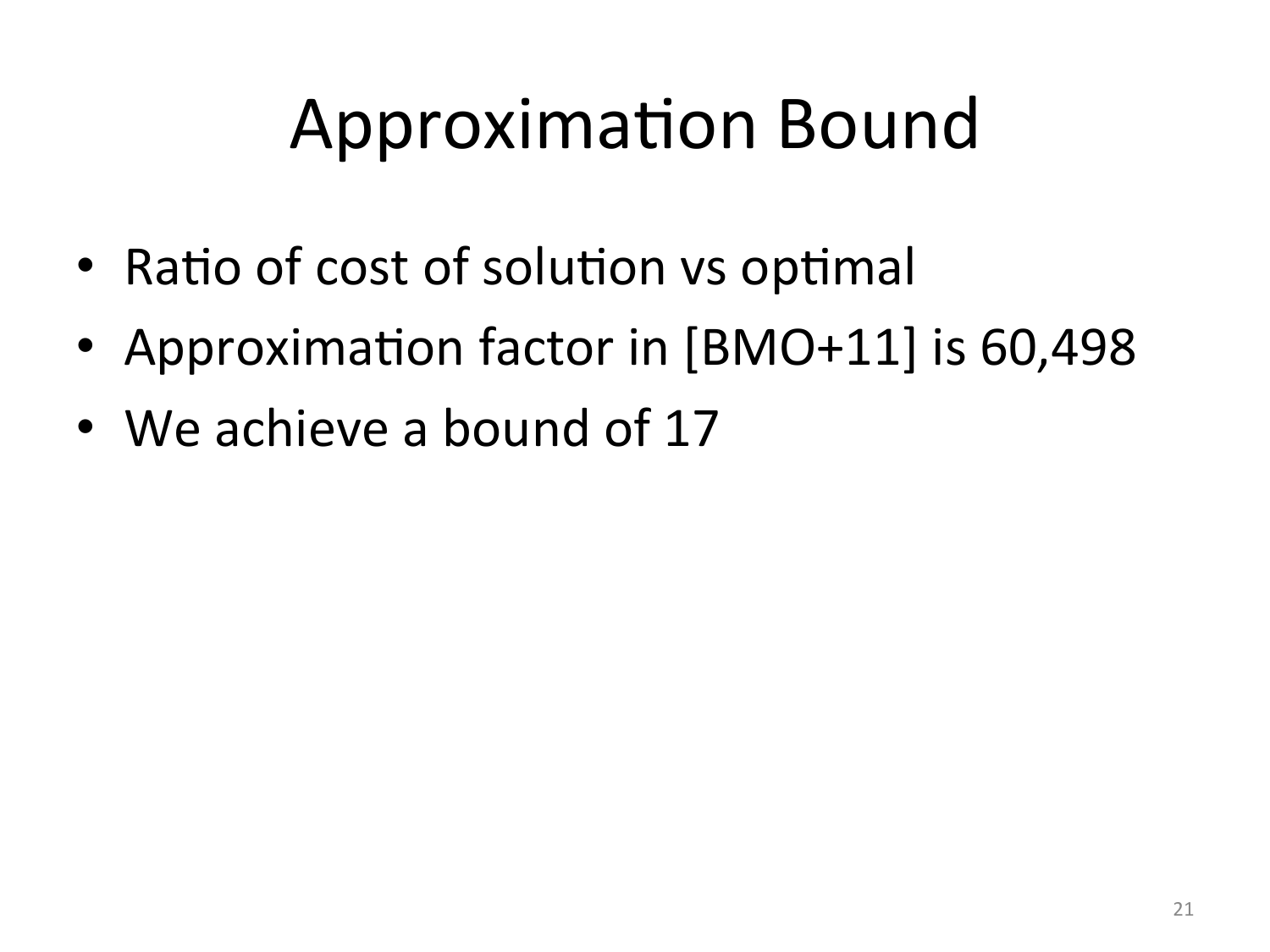# Approximation Bound

- Ratio of cost of solution vs optimal
- Approximation factor in [BMO+11] is 60,498
- We achieve a bound of 17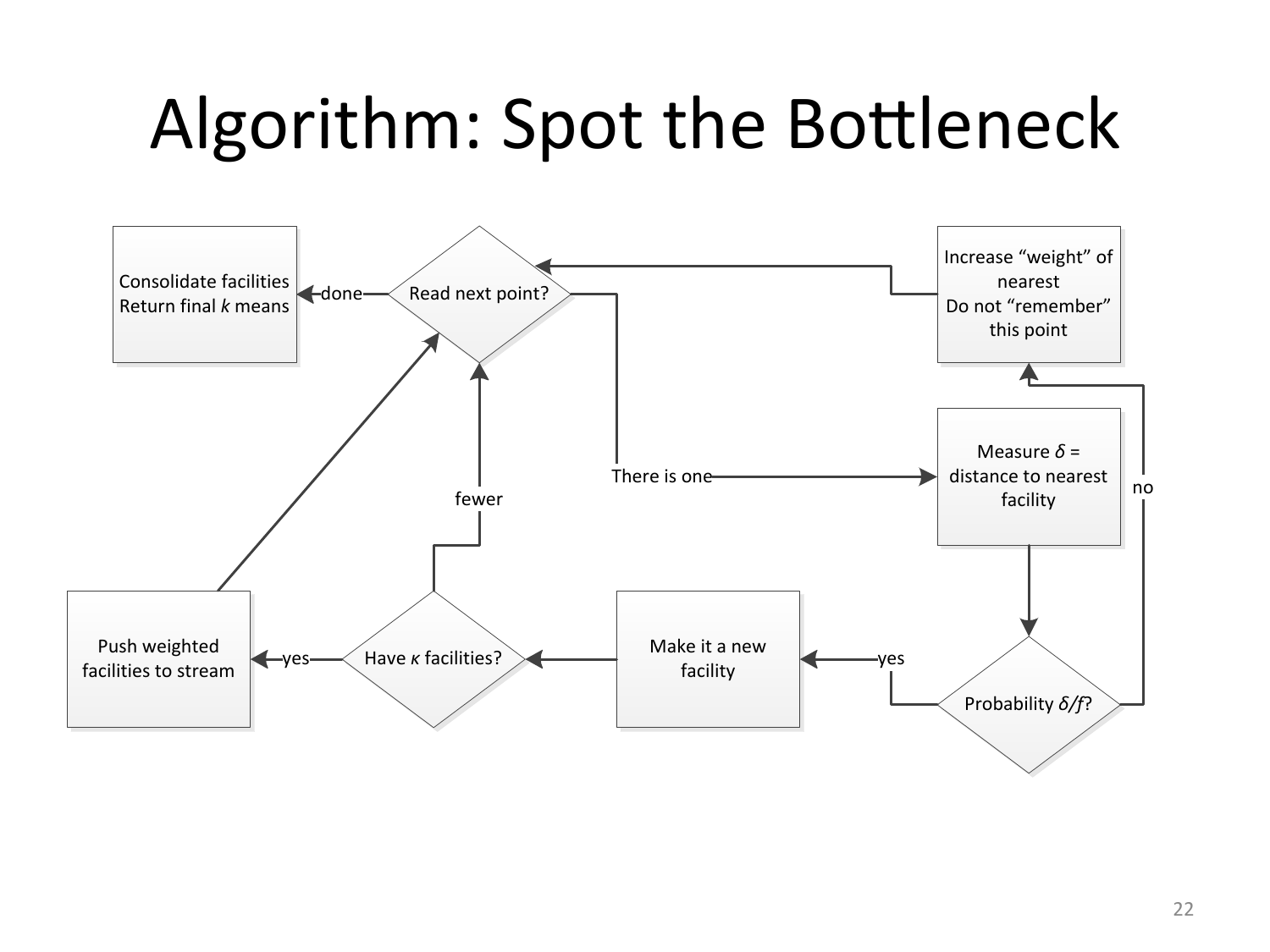# Algorithm: Spot the Bottleneck

Consolidate facilities
Return final $k$ means

done

Read next point?

Increase "weight" of nearest
Do not "remember" this point

There is one

Measure $\delta$ = distance to nearest facility

no

fewer

Push weighted facilities to stream

yes

Have $\kappa$ facilities?

Make it a new facility

yes

Probability $\delta/f$?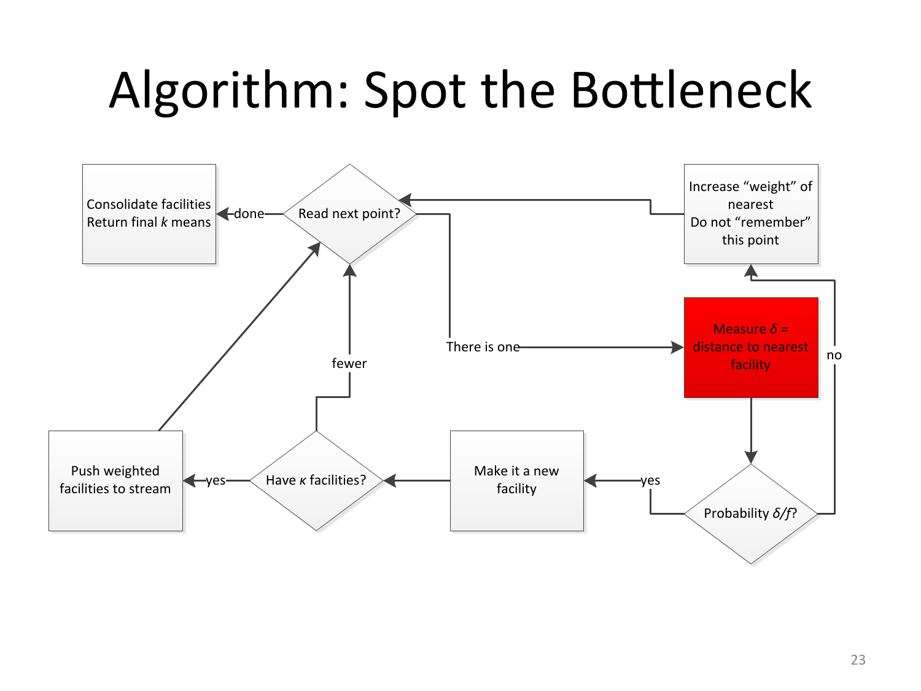# Algorithm: Spot the Bottleneck

- Read next point?
  - done → Consolidate facilities; Return final $k$ means
  - There is one → Measure $\delta$ = distance to nearest facility
- Measure $\delta$ = distance to nearest facility → Probability $\delta/f$?
- Probability $\delta/f$?
  - yes → Make it a new facility
  - no → Increase "weight" of nearest; Do not "remember" this point → Read next point?
- Make it a new facility → Have $\kappa$ facilities?
- Have $\kappa$ facilities?
  - yes → Push weighted facilities to stream → Read next point?
  - fewer → Read next point?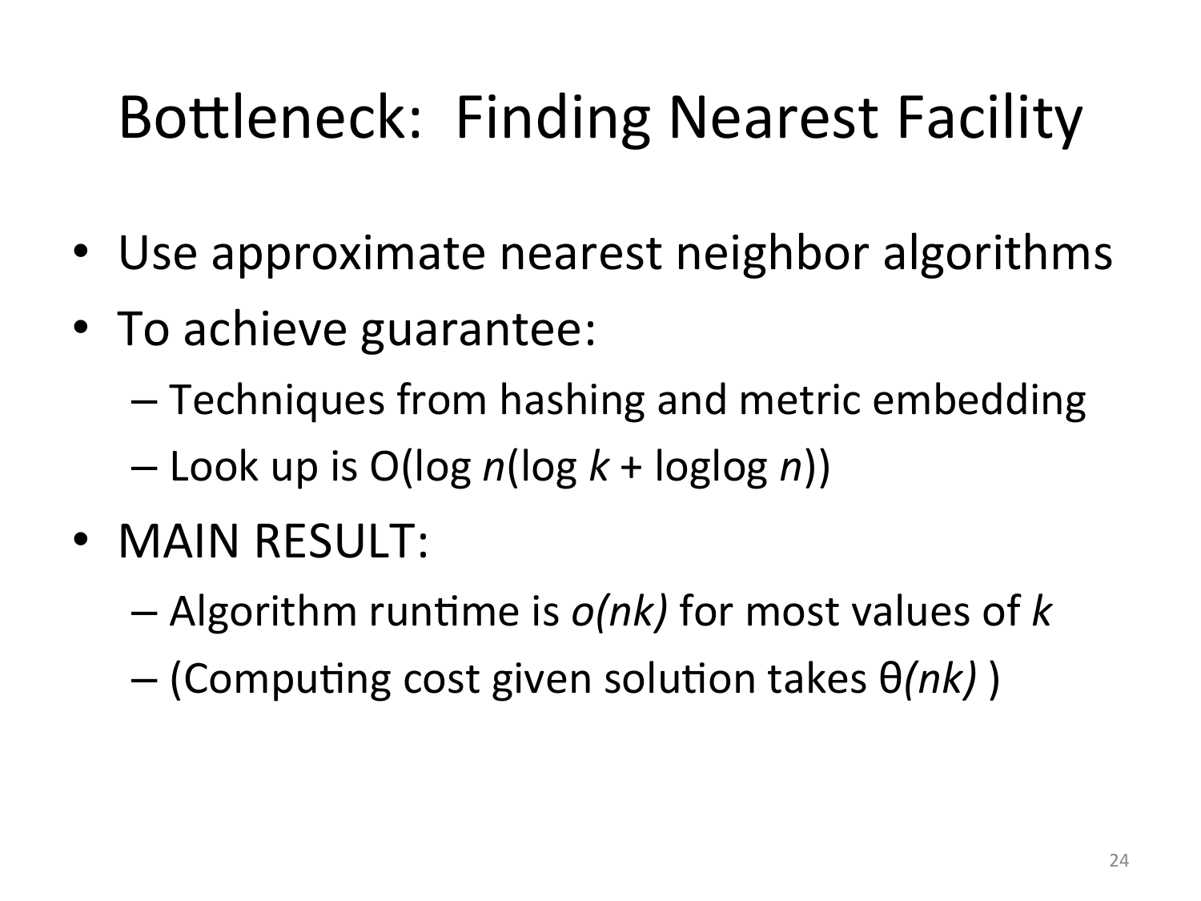# Bottleneck: Finding Nearest Facility

- Use approximate nearest neighbor algorithms
- To achieve guarantee:
  - Techniques from hashing and metric embedding
  - Look up is $O(\log n(\log k + \log\log n))$
- MAIN RESULT:
  - Algorithm runtime is $o(nk)$ for most values of $k$
  - (Computing cost given solution takes $\theta(nk)$ )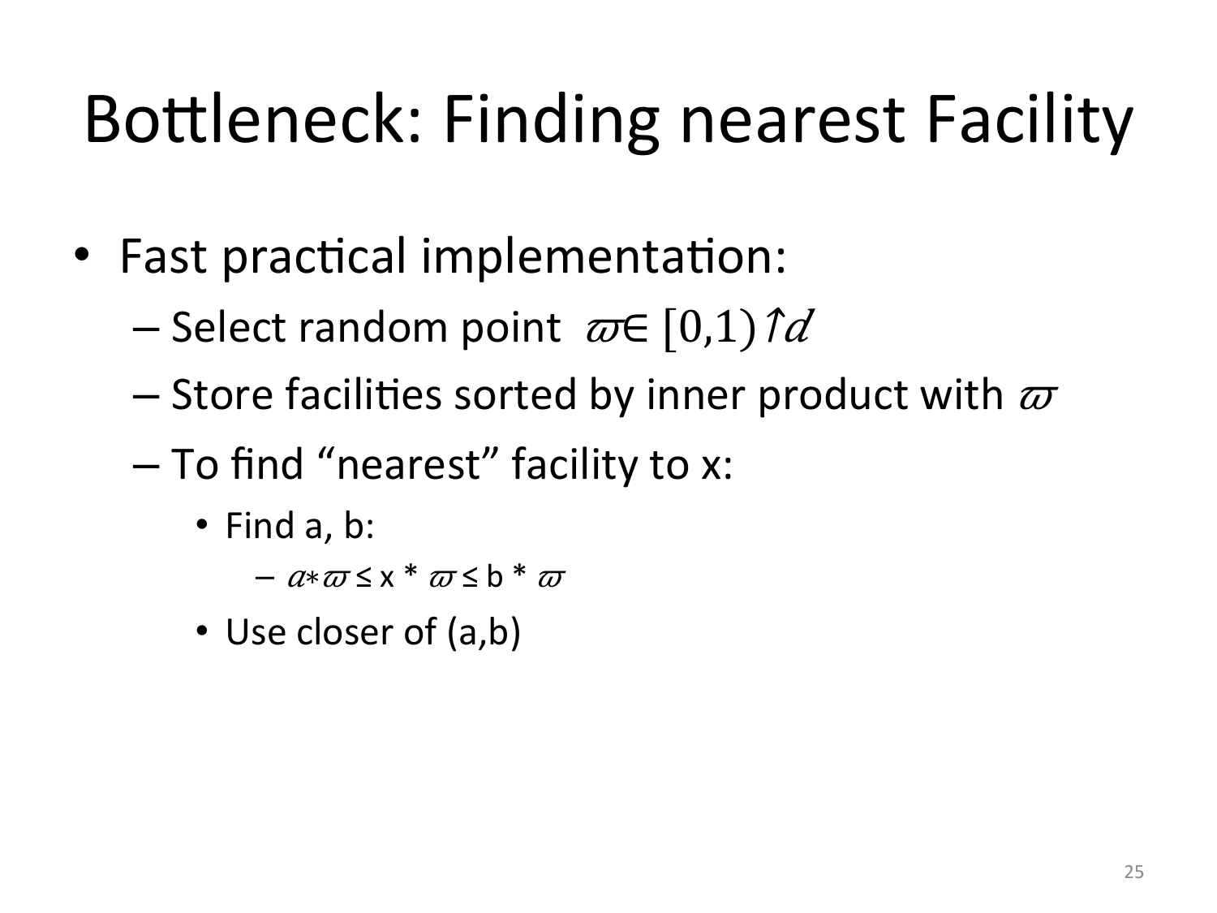# Bottleneck: Finding nearest Facility

- Fast practical implementation:
  - Select random point $\varpi \in [0,1)^d$
  - Store facilities sorted by inner product with $\varpi$
  - To find "nearest" facility to x:
    - Find a, b:
      - $a * \varpi \leq x * \varpi \leq b * \varpi$
    - Use closer of (a,b)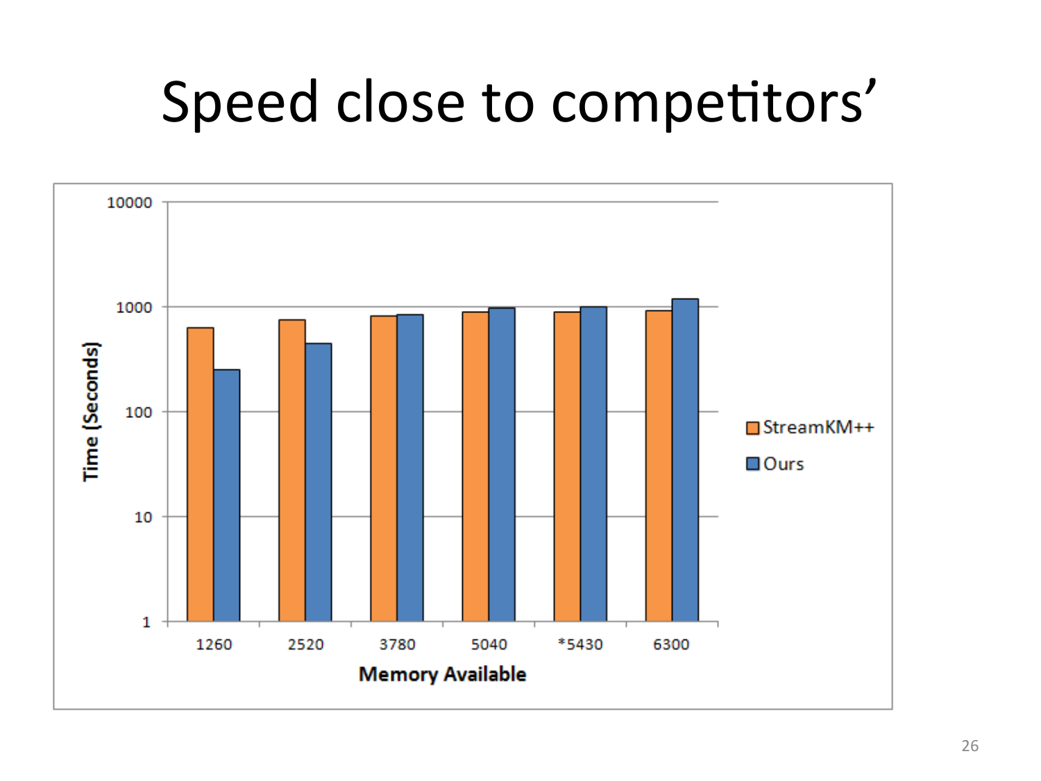# Speed close to competitors'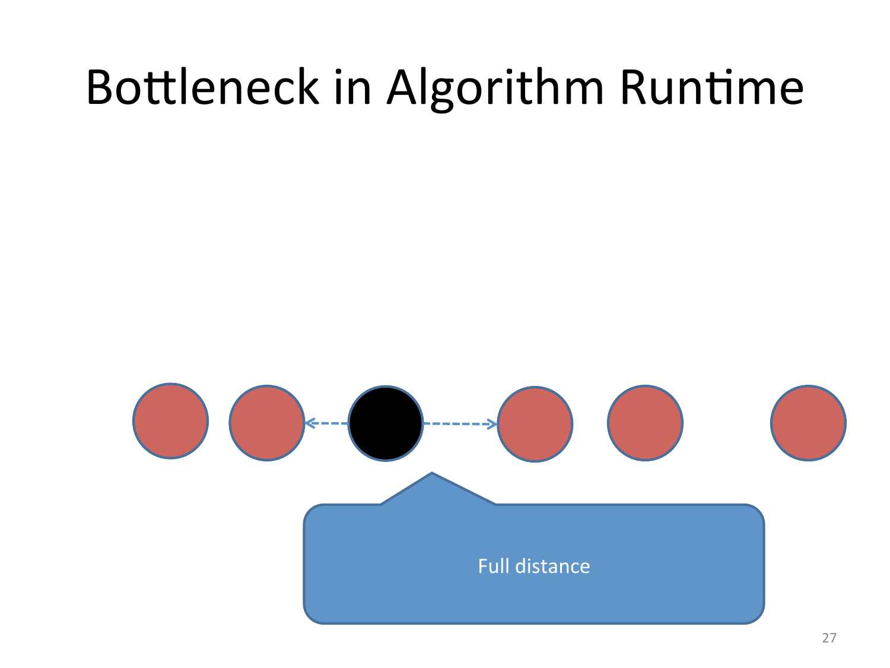# Bottleneck in Algorithm Runtime

Full distance